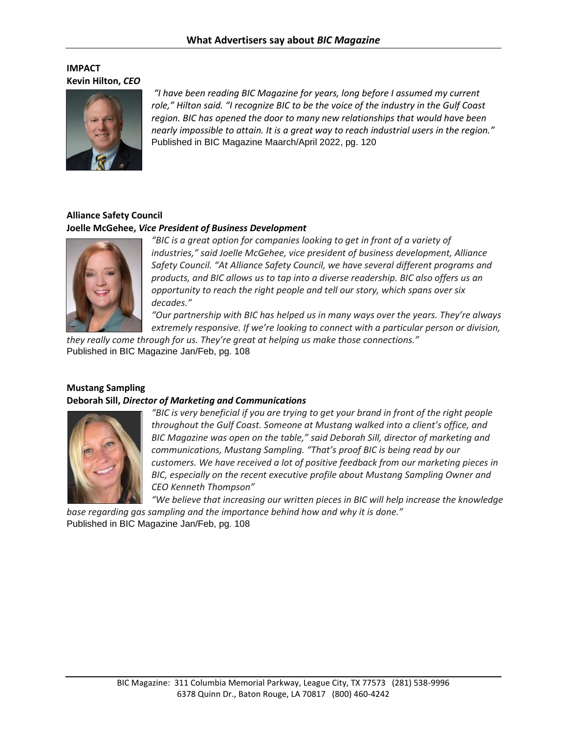# What Advertisers say about *BIC Magazine*

**IMPACT**
**Kevin Hilton, *CEO***

*"I have been reading BIC Magazine for years, long before I assumed my current role," Hilton said. "I recognize BIC to be the voice of the industry in the Gulf Coast region. BIC has opened the door to many new relationships that would have been nearly impossible to attain. It is a great way to reach industrial users in the region."*
Published in BIC Magazine Maarch/April 2022, pg. 120

**Alliance Safety Council**
**Joelle McGehee, *Vice President of Business Development***

*"BIC is a great option for companies looking to get in front of a variety of industries," said Joelle McGehee, vice president of business development, Alliance Safety Council. "At Alliance Safety Council, we have several different programs and products, and BIC allows us to tap into a diverse readership. BIC also offers us an opportunity to reach the right people and tell our story, which spans over six decades."*

*"Our partnership with BIC has helped us in many ways over the years. They're always extremely responsive. If we're looking to connect with a particular person or division, they really come through for us. They're great at helping us make those connections."*
Published in BIC Magazine Jan/Feb, pg. 108

**Mustang Sampling**
**Deborah Sill, *Director of Marketing and Communications***

*"BIC is very beneficial if you are trying to get your brand in front of the right people throughout the Gulf Coast. Someone at Mustang walked into a client's office, and BIC Magazine was open on the table," said Deborah Sill, director of marketing and communications, Mustang Sampling. "That's proof BIC is being read by our customers. We have received a lot of positive feedback from our marketing pieces in BIC, especially on the recent executive profile about Mustang Sampling Owner and CEO Kenneth Thompson"*

*"We believe that increasing our written pieces in BIC will help increase the knowledge base regarding gas sampling and the importance behind how and why it is done."*
Published in BIC Magazine Jan/Feb, pg. 108

BIC Magazine: 311 Columbia Memorial Parkway, League City, TX 77573 (281) 538-9996
6378 Quinn Dr., Baton Rouge, LA 70817 (800) 460-4242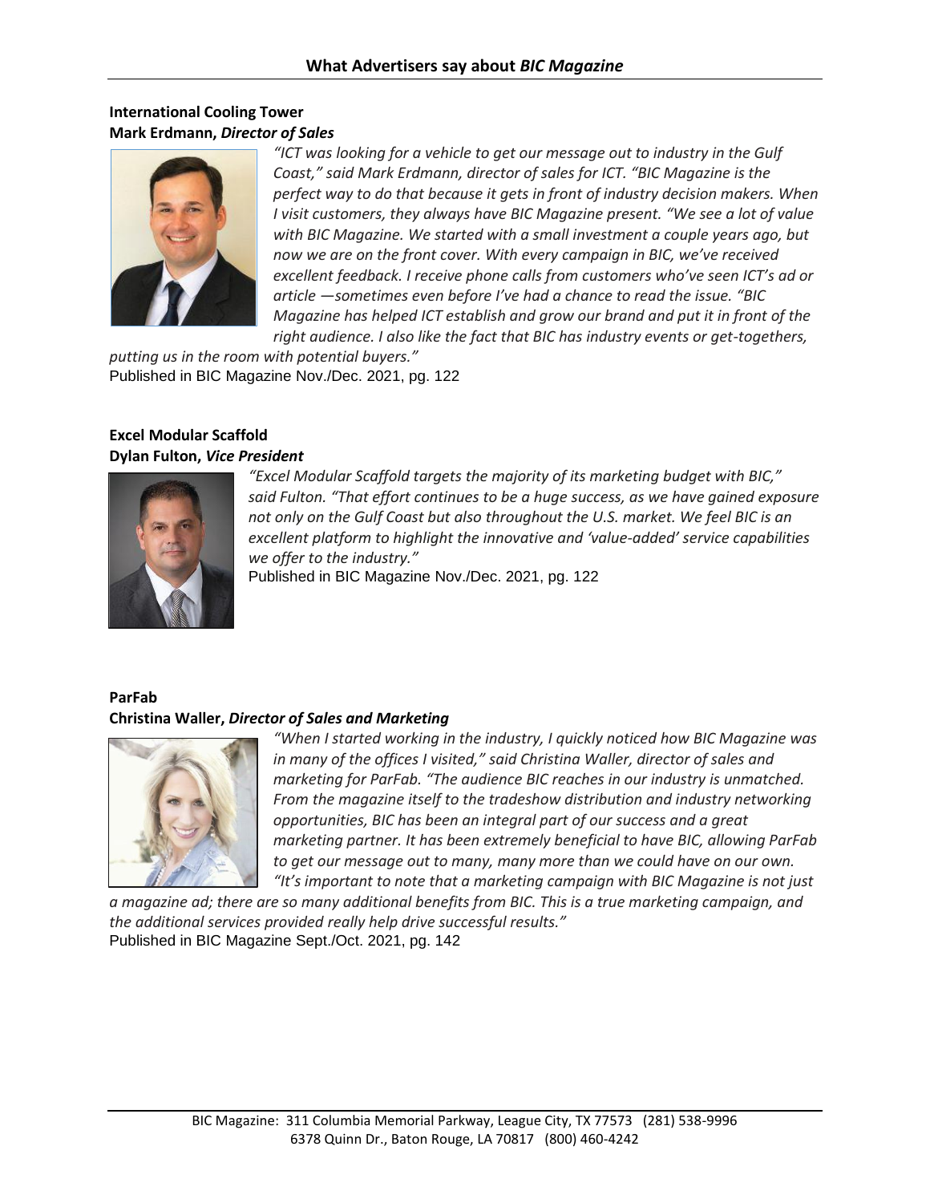## What Advertisers say about *BIC Magazine*

**International Cooling Tower**
**Mark Erdmann, *Director of Sales***

*"ICT was looking for a vehicle to get our message out to industry in the Gulf Coast," said Mark Erdmann, director of sales for ICT. "BIC Magazine is the perfect way to do that because it gets in front of industry decision makers. When I visit customers, they always have BIC Magazine present. "We see a lot of value with BIC Magazine. We started with a small investment a couple years ago, but now we are on the front cover. With every campaign in BIC, we've received excellent feedback. I receive phone calls from customers who've seen ICT's ad or article —sometimes even before I've had a chance to read the issue. "BIC Magazine has helped ICT establish and grow our brand and put it in front of the right audience. I also like the fact that BIC has industry events or get-togethers, putting us in the room with potential buyers."*

Published in BIC Magazine Nov./Dec. 2021, pg. 122

**Excel Modular Scaffold**
**Dylan Fulton, *Vice President***

*"Excel Modular Scaffold targets the majority of its marketing budget with BIC," said Fulton. "That effort continues to be a huge success, as we have gained exposure not only on the Gulf Coast but also throughout the U.S. market. We feel BIC is an excellent platform to highlight the innovative and 'value-added' service capabilities we offer to the industry."*

Published in BIC Magazine Nov./Dec. 2021, pg. 122

**ParFab**
**Christina Waller, *Director of Sales and Marketing***

*"When I started working in the industry, I quickly noticed how BIC Magazine was in many of the offices I visited," said Christina Waller, director of sales and marketing for ParFab. "The audience BIC reaches in our industry is unmatched. From the magazine itself to the tradeshow distribution and industry networking opportunities, BIC has been an integral part of our success and a great marketing partner. It has been extremely beneficial to have BIC, allowing ParFab to get our message out to many, many more than we could have on our own. "It's important to note that a marketing campaign with BIC Magazine is not just a magazine ad; there are so many additional benefits from BIC. This is a true marketing campaign, and the additional services provided really help drive successful results."*

Published in BIC Magazine Sept./Oct. 2021, pg. 142

BIC Magazine: 311 Columbia Memorial Parkway, League City, TX 77573 (281) 538-9996
6378 Quinn Dr., Baton Rouge, LA 70817 (800) 460-4242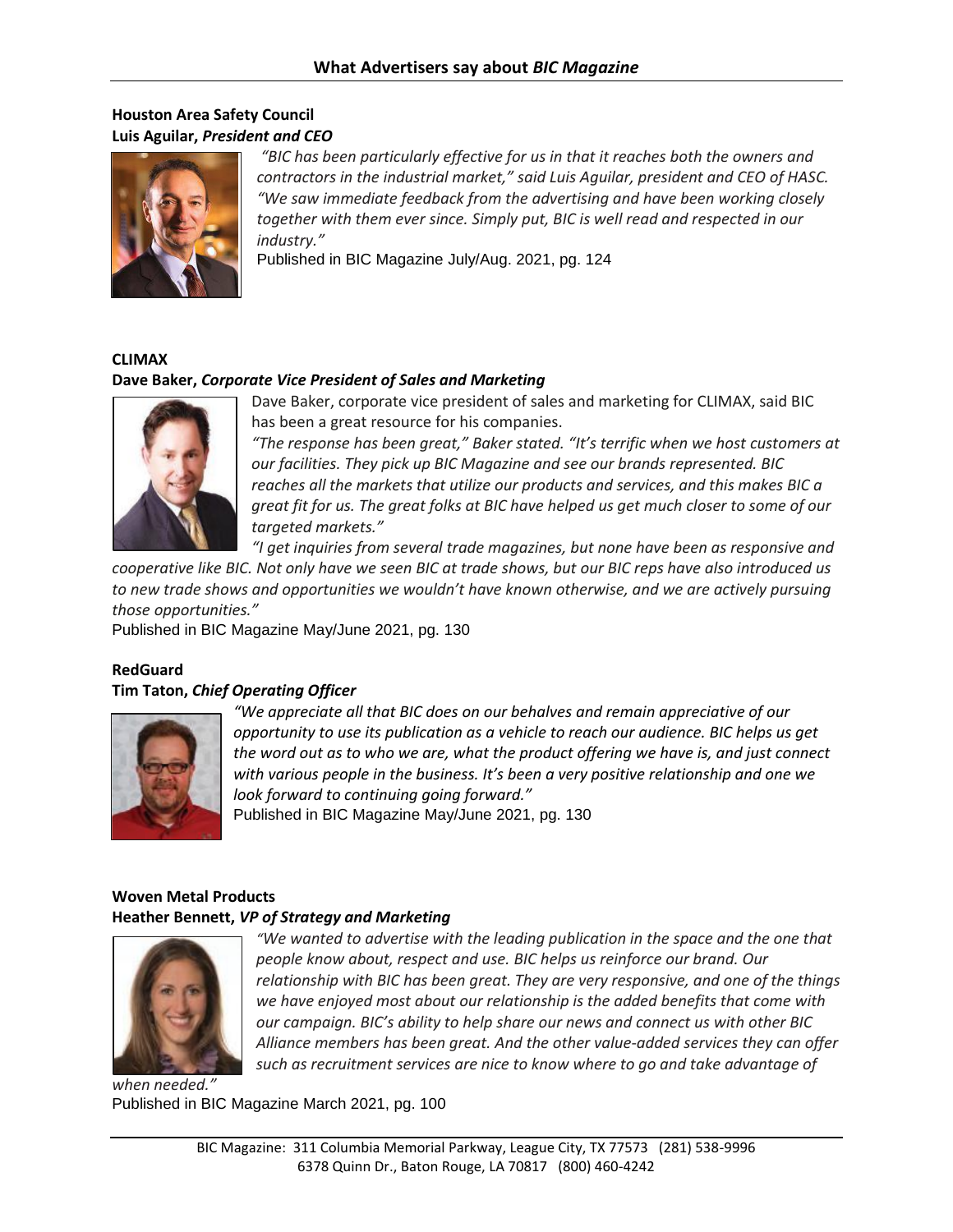## What Advertisers say about *BIC Magazine*

**Houston Area Safety Council**
**Luis Aguilar, *President and CEO***

*"BIC has been particularly effective for us in that it reaches both the owners and contractors in the industrial market," said Luis Aguilar, president and CEO of HASC. "We saw immediate feedback from the advertising and have been working closely together with them ever since. Simply put, BIC is well read and respected in our industry."*

Published in BIC Magazine July/Aug. 2021, pg. 124

**CLIMAX**
**Dave Baker, *Corporate Vice President of Sales and Marketing***

Dave Baker, corporate vice president of sales and marketing for CLIMAX, said BIC has been a great resource for his companies.

*"The response has been great," Baker stated. "It's terrific when we host customers at our facilities. They pick up BIC Magazine and see our brands represented. BIC reaches all the markets that utilize our products and services, and this makes BIC a great fit for us. The great folks at BIC have helped us get much closer to some of our targeted markets."*

*"I get inquiries from several trade magazines, but none have been as responsive and cooperative like BIC. Not only have we seen BIC at trade shows, but our BIC reps have also introduced us to new trade shows and opportunities we wouldn't have known otherwise, and we are actively pursuing those opportunities."*

Published in BIC Magazine May/June 2021, pg. 130

**RedGuard**
**Tim Taton, *Chief Operating Officer***

*"We appreciate all that BIC does on our behalves and remain appreciative of our opportunity to use its publication as a vehicle to reach our audience. BIC helps us get the word out as to who we are, what the product offering we have is, and just connect with various people in the business. It's been a very positive relationship and one we look forward to continuing going forward."*

Published in BIC Magazine May/June 2021, pg. 130

**Woven Metal Products**
**Heather Bennett, *VP of Strategy and Marketing***

*"We wanted to advertise with the leading publication in the space and the one that people know about, respect and use. BIC helps us reinforce our brand. Our relationship with BIC has been great. They are very responsive, and one of the things we have enjoyed most about our relationship is the added benefits that come with our campaign. BIC's ability to help share our news and connect us with other BIC Alliance members has been great. And the other value-added services they can offer such as recruitment services are nice to know where to go and take advantage of when needed."*

Published in BIC Magazine March 2021, pg. 100

BIC Magazine: 311 Columbia Memorial Parkway, League City, TX 77573 (281) 538-9996
6378 Quinn Dr., Baton Rouge, LA 70817 (800) 460-4242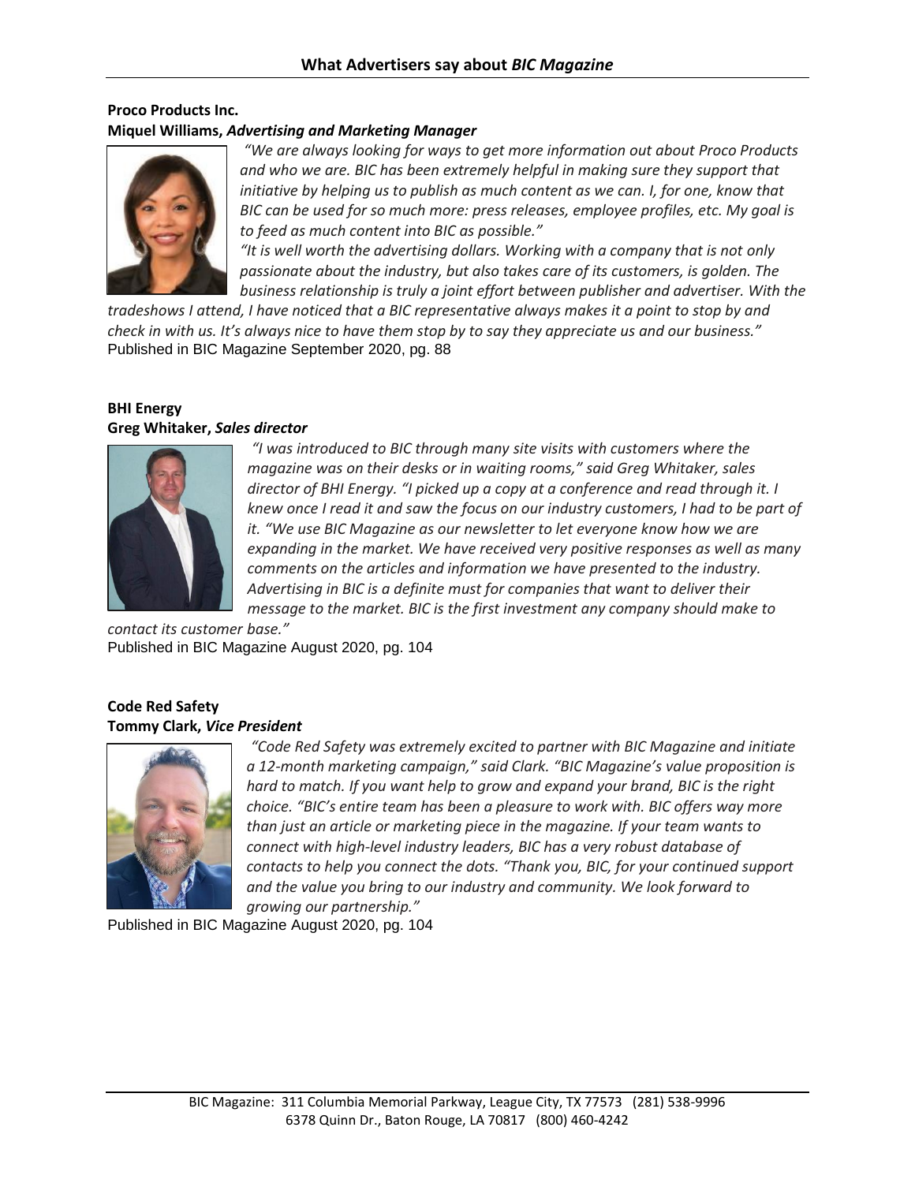## What Advertisers say about *BIC Magazine*

**Proco Products Inc.**
**Miquel Williams,** ***Advertising and Marketing Manager***

*"We are always looking for ways to get more information out about Proco Products and who we are. BIC has been extremely helpful in making sure they support that initiative by helping us to publish as much content as we can. I, for one, know that BIC can be used for so much more: press releases, employee profiles, etc. My goal is to feed as much content into BIC as possible."*

*"It is well worth the advertising dollars. Working with a company that is not only passionate about the industry, but also takes care of its customers, is golden. The business relationship is truly a joint effort between publisher and advertiser. With the tradeshows I attend, I have noticed that a BIC representative always makes it a point to stop by and check in with us. It's always nice to have them stop by to say they appreciate us and our business."*

Published in BIC Magazine September 2020, pg. 88

**BHI Energy**
**Greg Whitaker,** ***Sales director***

*"I was introduced to BIC through many site visits with customers where the magazine was on their desks or in waiting rooms," said Greg Whitaker, sales director of BHI Energy. "I picked up a copy at a conference and read through it. I knew once I read it and saw the focus on our industry customers, I had to be part of it. "We use BIC Magazine as our newsletter to let everyone know how we are expanding in the market. We have received very positive responses as well as many comments on the articles and information we have presented to the industry. Advertising in BIC is a definite must for companies that want to deliver their message to the market. BIC is the first investment any company should make to contact its customer base."*

Published in BIC Magazine August 2020, pg. 104

**Code Red Safety**
**Tommy Clark,** ***Vice President***

*"Code Red Safety was extremely excited to partner with BIC Magazine and initiate a 12-month marketing campaign," said Clark. "BIC Magazine's value proposition is hard to match. If you want help to grow and expand your brand, BIC is the right choice. "BIC's entire team has been a pleasure to work with. BIC offers way more than just an article or marketing piece in the magazine. If your team wants to connect with high-level industry leaders, BIC has a very robust database of contacts to help you connect the dots. "Thank you, BIC, for your continued support and the value you bring to our industry and community. We look forward to growing our partnership."*

Published in BIC Magazine August 2020, pg. 104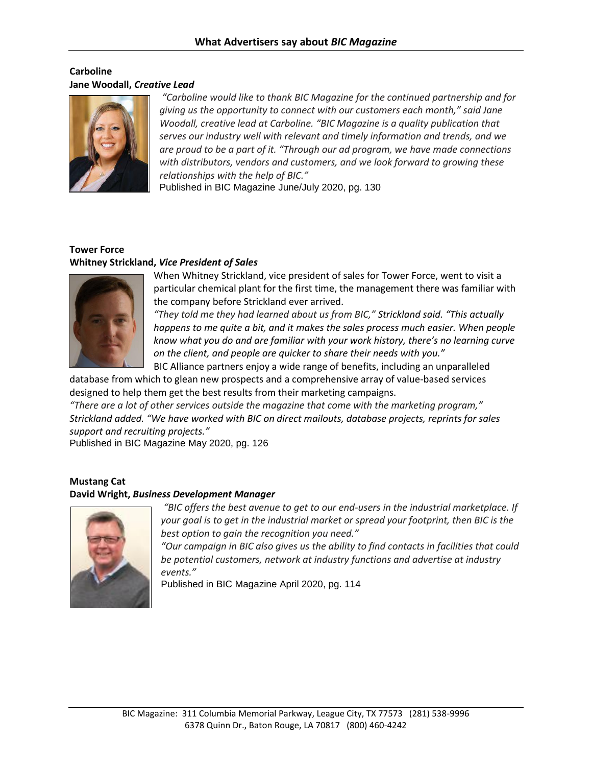# What Advertisers say about *BIC Magazine*

**Carboline**
**Jane Woodall, *Creative Lead***

*"Carboline would like to thank BIC Magazine for the continued partnership and for giving us the opportunity to connect with our customers each month," said Jane Woodall, creative lead at Carboline. "BIC Magazine is a quality publication that serves our industry well with relevant and timely information and trends, and we are proud to be a part of it. "Through our ad program, we have made connections with distributors, vendors and customers, and we look forward to growing these relationships with the help of BIC."*

Published in BIC Magazine June/July 2020, pg. 130

**Tower Force**
**Whitney Strickland, *Vice President of Sales***

When Whitney Strickland, vice president of sales for Tower Force, went to visit a particular chemical plant for the first time, the management there was familiar with the company before Strickland ever arrived.

*"They told me they had learned about us from BIC," Strickland said. "This actually happens to me quite a bit, and it makes the sales process much easier. When people know what you do and are familiar with your work history, there's no learning curve on the client, and people are quicker to share their needs with you."*

BIC Alliance partners enjoy a wide range of benefits, including an unparalleled database from which to glean new prospects and a comprehensive array of value-based services designed to help them get the best results from their marketing campaigns.

*"There are a lot of other services outside the magazine that come with the marketing program," Strickland added. "We have worked with BIC on direct mailouts, database projects, reprints for sales support and recruiting projects."*

Published in BIC Magazine May 2020, pg. 126

**Mustang Cat**
**David Wright, *Business Development Manager***

*"BIC offers the best avenue to get to our end-users in the industrial marketplace. If your goal is to get in the industrial market or spread your footprint, then BIC is the best option to gain the recognition you need."*

*"Our campaign in BIC also gives us the ability to find contacts in facilities that could be potential customers, network at industry functions and advertise at industry events."*

Published in BIC Magazine April 2020, pg. 114

BIC Magazine: 311 Columbia Memorial Parkway, League City, TX 77573 (281) 538-9996
6378 Quinn Dr., Baton Rouge, LA 70817 (800) 460-4242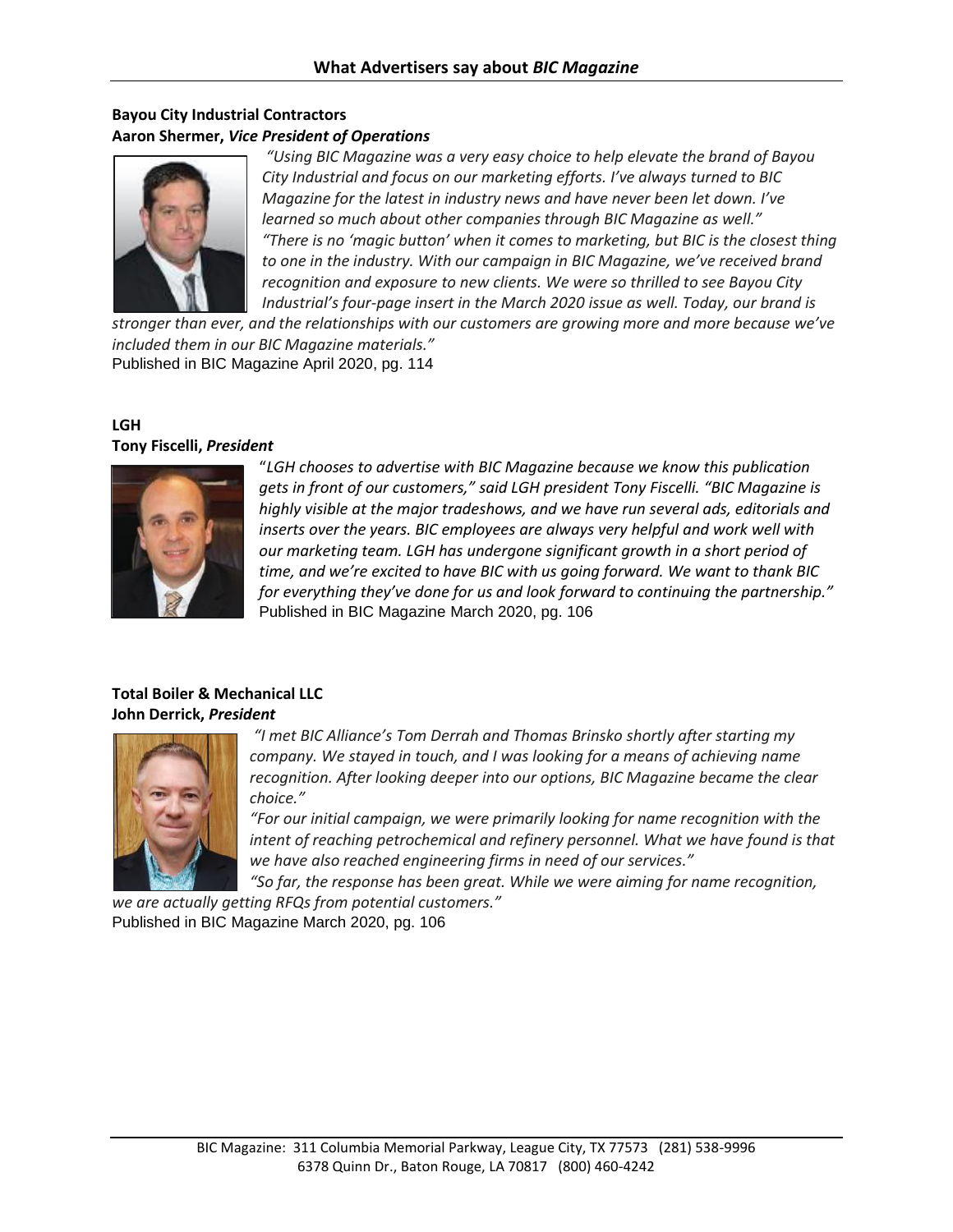## What Advertisers say about *BIC Magazine*

**Bayou City Industrial Contractors**
**Aaron Shermer, *Vice President of Operations***

*"Using BIC Magazine was a very easy choice to help elevate the brand of Bayou City Industrial and focus on our marketing efforts. I've always turned to BIC Magazine for the latest in industry news and have never been let down. I've learned so much about other companies through BIC Magazine as well."*
*"There is no 'magic button' when it comes to marketing, but BIC is the closest thing to one in the industry. With our campaign in BIC Magazine, we've received brand recognition and exposure to new clients. We were so thrilled to see Bayou City Industrial's four-page insert in the March 2020 issue as well. Today, our brand is stronger than ever, and the relationships with our customers are growing more and more because we've included them in our BIC Magazine materials."*
Published in BIC Magazine April 2020, pg. 114

**LGH**
**Tony Fiscelli, *President***

"*LGH chooses to advertise with BIC Magazine because we know this publication gets in front of our customers," said LGH president Tony Fiscelli. "BIC Magazine is highly visible at the major tradeshows, and we have run several ads, editorials and inserts over the years. BIC employees are always very helpful and work well with our marketing team. LGH has undergone significant growth in a short period of time, and we're excited to have BIC with us going forward. We want to thank BIC for everything they've done for us and look forward to continuing the partnership."*
Published in BIC Magazine March 2020, pg. 106

**Total Boiler & Mechanical LLC**
**John Derrick, *President***

*"I met BIC Alliance's Tom Derrah and Thomas Brinsko shortly after starting my company. We stayed in touch, and I was looking for a means of achieving name recognition. After looking deeper into our options, BIC Magazine became the clear choice."*
*"For our initial campaign, we were primarily looking for name recognition with the intent of reaching petrochemical and refinery personnel. What we have found is that we have also reached engineering firms in need of our services."*
*"So far, the response has been great. While we were aiming for name recognition, we are actually getting RFQs from potential customers."*
Published in BIC Magazine March 2020, pg. 106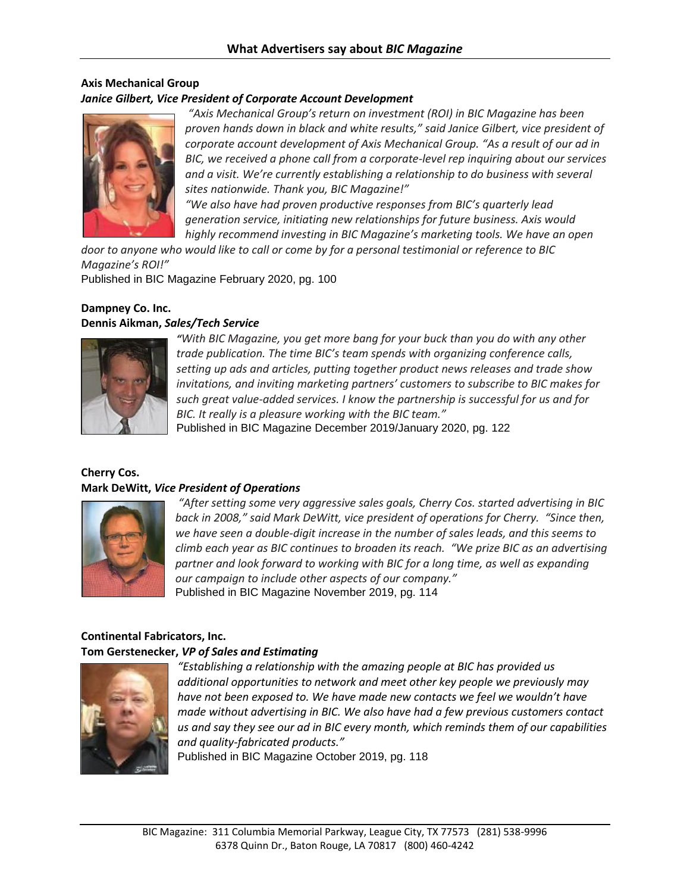## What Advertisers say about *BIC Magazine*

**Axis Mechanical Group**
***Janice Gilbert, Vice President of Corporate Account Development***

*"Axis Mechanical Group's return on investment (ROI) in BIC Magazine has been proven hands down in black and white results," said Janice Gilbert, vice president of corporate account development of Axis Mechanical Group. "As a result of our ad in BIC, we received a phone call from a corporate-level rep inquiring about our services and a visit. We're currently establishing a relationship to do business with several sites nationwide. Thank you, BIC Magazine!"*

*"We also have had proven productive responses from BIC's quarterly lead generation service, initiating new relationships for future business. Axis would highly recommend investing in BIC Magazine's marketing tools. We have an open door to anyone who would like to call or come by for a personal testimonial or reference to BIC Magazine's ROI!"*

Published in BIC Magazine February 2020, pg. 100

**Dampney Co. Inc.**
**Dennis Aikman, *Sales/Tech Service***

*"With BIC Magazine, you get more bang for your buck than you do with any other trade publication. The time BIC's team spends with organizing conference calls, setting up ads and articles, putting together product news releases and trade show invitations, and inviting marketing partners' customers to subscribe to BIC makes for such great value-added services. I know the partnership is successful for us and for BIC. It really is a pleasure working with the BIC team."*

Published in BIC Magazine December 2019/January 2020, pg. 122

**Cherry Cos.**
**Mark DeWitt, *Vice President of Operations***

*"After setting some very aggressive sales goals, Cherry Cos. started advertising in BIC back in 2008," said Mark DeWitt, vice president of operations for Cherry. "Since then, we have seen a double-digit increase in the number of sales leads, and this seems to climb each year as BIC continues to broaden its reach. "We prize BIC as an advertising partner and look forward to working with BIC for a long time, as well as expanding our campaign to include other aspects of our company."*

Published in BIC Magazine November 2019, pg. 114

**Continental Fabricators, Inc.**
**Tom Gerstenecker, *VP of Sales and Estimating***

*"Establishing a relationship with the amazing people at BIC has provided us additional opportunities to network and meet other key people we previously may have not been exposed to. We have made new contacts we feel we wouldn't have made without advertising in BIC. We also have had a few previous customers contact us and say they see our ad in BIC every month, which reminds them of our capabilities and quality-fabricated products."*

Published in BIC Magazine October 2019, pg. 118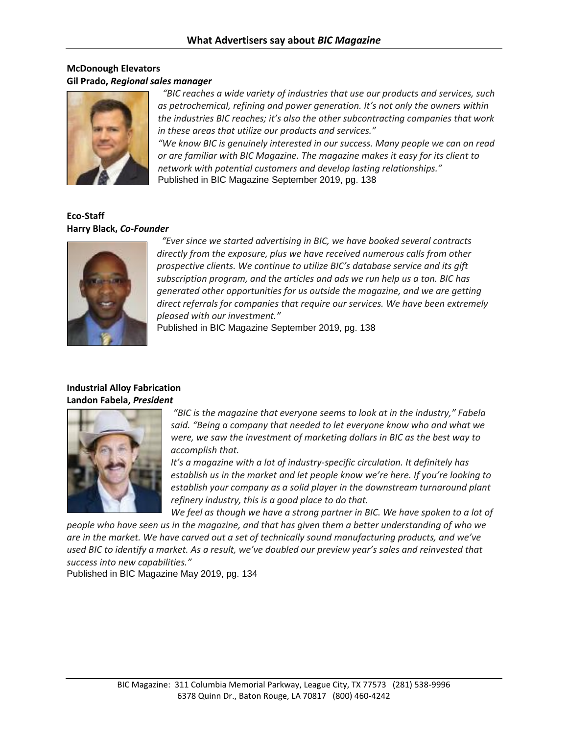## What Advertisers say about *BIC Magazine*

**McDonough Elevators**
**Gil Prado, *Regional sales manager***

*"BIC reaches a wide variety of industries that use our products and services, such as petrochemical, refining and power generation. It's not only the owners within the industries BIC reaches; it's also the other subcontracting companies that work in these areas that utilize our products and services."*

*"We know BIC is genuinely interested in our success. Many people we can on read or are familiar with BIC Magazine. The magazine makes it easy for its client to network with potential customers and develop lasting relationships."*

Published in BIC Magazine September 2019, pg. 138

**Eco-Staff**
**Harry Black, *Co-Founder***

*"Ever since we started advertising in BIC, we have booked several contracts directly from the exposure, plus we have received numerous calls from other prospective clients. We continue to utilize BIC's database service and its gift subscription program, and the articles and ads we run help us a ton. BIC has generated other opportunities for us outside the magazine, and we are getting direct referrals for companies that require our services. We have been extremely pleased with our investment."*

Published in BIC Magazine September 2019, pg. 138

**Industrial Alloy Fabrication**
**Landon Fabela, *President***

*"BIC is the magazine that everyone seems to look at in the industry," Fabela said. "Being a company that needed to let everyone know who and what we were, we saw the investment of marketing dollars in BIC as the best way to accomplish that.*

*It's a magazine with a lot of industry-specific circulation. It definitely has establish us in the market and let people know we're here. If you're looking to establish your company as a solid player in the downstream turnaround plant refinery industry, this is a good place to do that.*

*We feel as though we have a strong partner in BIC. We have spoken to a lot of people who have seen us in the magazine, and that has given them a better understanding of who we are in the market. We have carved out a set of technically sound manufacturing products, and we've used BIC to identify a market. As a result, we've doubled our preview year's sales and reinvested that success into new capabilities."*

Published in BIC Magazine May 2019, pg. 134

BIC Magazine: 311 Columbia Memorial Parkway, League City, TX 77573 (281) 538-9996
6378 Quinn Dr., Baton Rouge, LA 70817 (800) 460-4242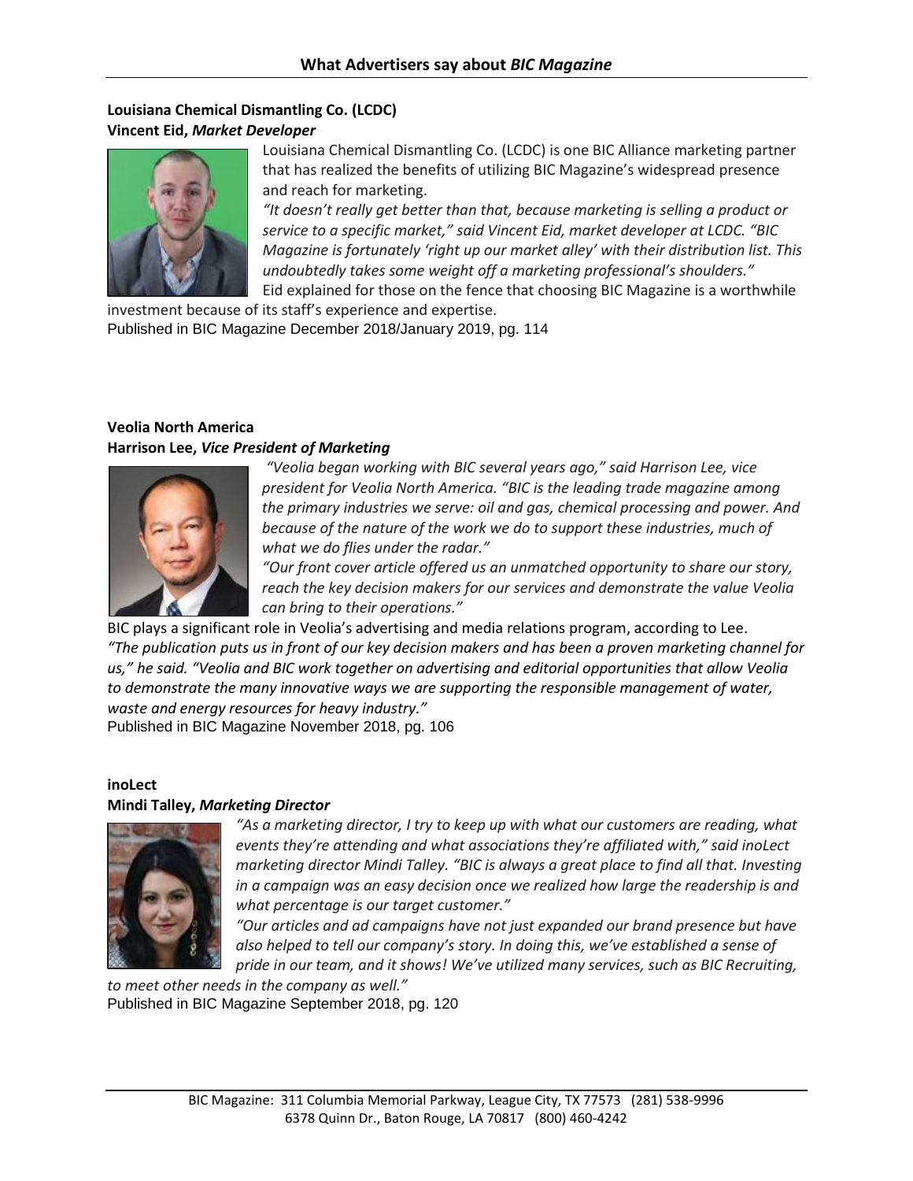## What Advertisers say about *BIC Magazine*

**Louisiana Chemical Dismantling Co. (LCDC)**
**Vincent Eid, *Market Developer***

Louisiana Chemical Dismantling Co. (LCDC) is one BIC Alliance marketing partner that has realized the benefits of utilizing BIC Magazine's widespread presence and reach for marketing.

*"It doesn't really get better than that, because marketing is selling a product or service to a specific market," said Vincent Eid, market developer at LCDC. "BIC Magazine is fortunately 'right up our market alley' with their distribution list. This undoubtedly takes some weight off a marketing professional's shoulders."*

Eid explained for those on the fence that choosing BIC Magazine is a worthwhile investment because of its staff's experience and expertise.

Published in BIC Magazine December 2018/January 2019, pg. 114

**Veolia North America**
**Harrison Lee, *Vice President of Marketing***

*"Veolia began working with BIC several years ago," said Harrison Lee, vice president for Veolia North America. "BIC is the leading trade magazine among the primary industries we serve: oil and gas, chemical processing and power. And because of the nature of the work we do to support these industries, much of what we do flies under the radar."*

*"Our front cover article offered us an unmatched opportunity to share our story, reach the key decision makers for our services and demonstrate the value Veolia can bring to their operations."*

BIC plays a significant role in Veolia's advertising and media relations program, according to Lee.
*"The publication puts us in front of our key decision makers and has been a proven marketing channel for us," he said. "Veolia and BIC work together on advertising and editorial opportunities that allow Veolia to demonstrate the many innovative ways we are supporting the responsible management of water, waste and energy resources for heavy industry."*

Published in BIC Magazine November 2018, pg. 106

**inoLect**
**Mindi Talley, *Marketing Director***

*"As a marketing director, I try to keep up with what our customers are reading, what events they're attending and what associations they're affiliated with," said inoLect marketing director Mindi Talley. "BIC is always a great place to find all that. Investing in a campaign was an easy decision once we realized how large the readership is and what percentage is our target customer."*

*"Our articles and ad campaigns have not just expanded our brand presence but have also helped to tell our company's story. In doing this, we've established a sense of pride in our team, and it shows! We've utilized many services, such as BIC Recruiting, to meet other needs in the company as well."*

Published in BIC Magazine September 2018, pg. 120

BIC Magazine: 311 Columbia Memorial Parkway, League City, TX 77573 (281) 538-9996
6378 Quinn Dr., Baton Rouge, LA 70817 (800) 460-4242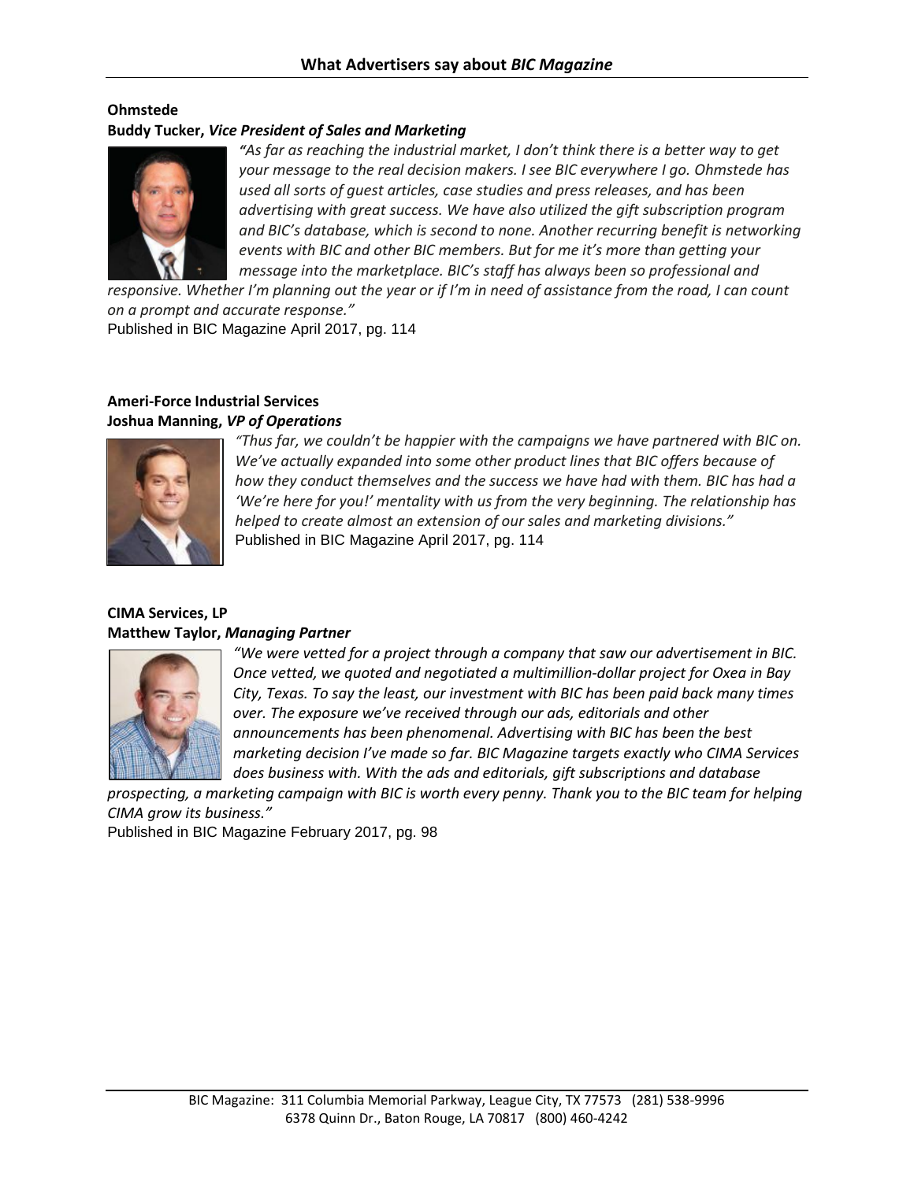# What Advertisers say about *BIC Magazine*

**Ohmstede**
**Buddy Tucker,** ***Vice President of Sales and Marketing***

*"As far as reaching the industrial market, I don't think there is a better way to get your message to the real decision makers. I see BIC everywhere I go. Ohmstede has used all sorts of guest articles, case studies and press releases, and has been advertising with great success. We have also utilized the gift subscription program and BIC's database, which is second to none. Another recurring benefit is networking events with BIC and other BIC members. But for me it's more than getting your message into the marketplace. BIC's staff has always been so professional and responsive. Whether I'm planning out the year or if I'm in need of assistance from the road, I can count on a prompt and accurate response."*

Published in BIC Magazine April 2017, pg. 114

**Ameri-Force Industrial Services**
**Joshua Manning,** ***VP of Operations***

*"Thus far, we couldn't be happier with the campaigns we have partnered with BIC on. We've actually expanded into some other product lines that BIC offers because of how they conduct themselves and the success we have had with them. BIC has had a 'We're here for you!' mentality with us from the very beginning. The relationship has helped to create almost an extension of our sales and marketing divisions."*

Published in BIC Magazine April 2017, pg. 114

**CIMA Services, LP**
**Matthew Taylor,** ***Managing Partner***

*"We were vetted for a project through a company that saw our advertisement in BIC. Once vetted, we quoted and negotiated a multimillion-dollar project for Oxea in Bay City, Texas. To say the least, our investment with BIC has been paid back many times over. The exposure we've received through our ads, editorials and other announcements has been phenomenal. Advertising with BIC has been the best marketing decision I've made so far. BIC Magazine targets exactly who CIMA Services does business with. With the ads and editorials, gift subscriptions and database prospecting, a marketing campaign with BIC is worth every penny. Thank you to the BIC team for helping CIMA grow its business."*

Published in BIC Magazine February 2017, pg. 98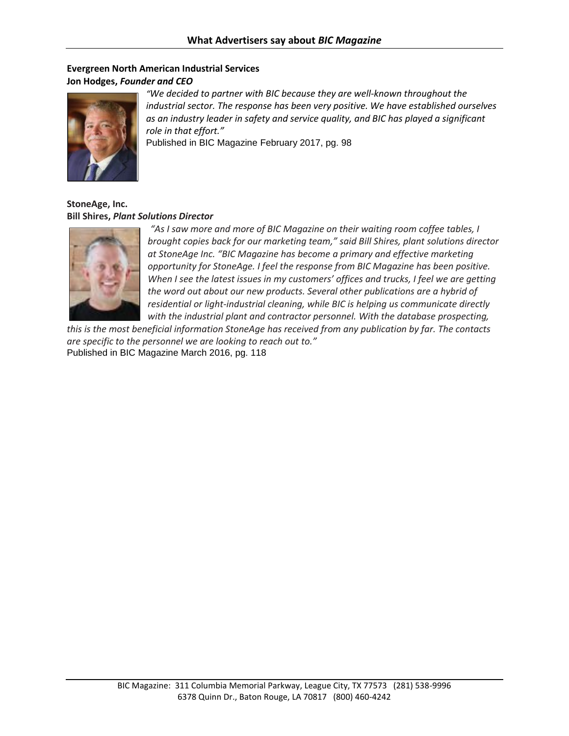# What Advertisers say about *BIC Magazine*

**Evergreen North American Industrial Services**
**Jon Hodges, *Founder and CEO***

*"We decided to partner with BIC because they are well-known throughout the industrial sector. The response has been very positive. We have established ourselves as an industry leader in safety and service quality, and BIC has played a significant role in that effort."*
Published in BIC Magazine February 2017, pg. 98

**StoneAge, Inc.**
**Bill Shires, *Plant Solutions Director***

*"As I saw more and more of BIC Magazine on their waiting room coffee tables, I brought copies back for our marketing team," said Bill Shires, plant solutions director at StoneAge Inc. "BIC Magazine has become a primary and effective marketing opportunity for StoneAge. I feel the response from BIC Magazine has been positive. When I see the latest issues in my customers' offices and trucks, I feel we are getting the word out about our new products. Several other publications are a hybrid of residential or light-industrial cleaning, while BIC is helping us communicate directly with the industrial plant and contractor personnel. With the database prospecting, this is the most beneficial information StoneAge has received from any publication by far. The contacts are specific to the personnel we are looking to reach out to."*
Published in BIC Magazine March 2016, pg. 118

BIC Magazine: 311 Columbia Memorial Parkway, League City, TX 77573 (281) 538-9996
6378 Quinn Dr., Baton Rouge, LA 70817 (800) 460-4242